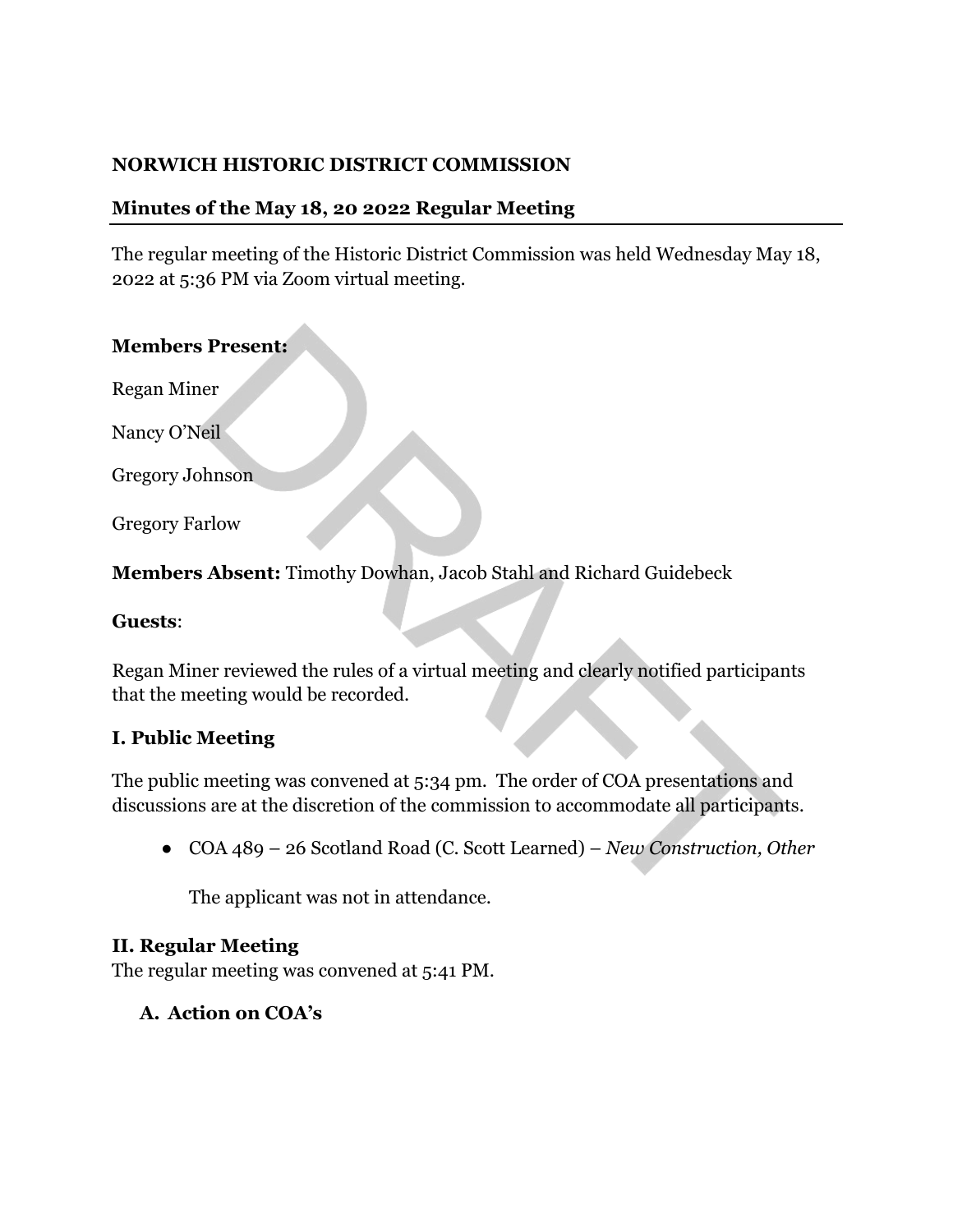**NORWICH HISTORIC DISTRICT COMMISSION**

**Minutes of the May 18, 20 2022 Regular Meeting**

The regular meeting of the Historic District Commission was held Wednesday May 18, 2022 at 5:36 PM via Zoom virtual meeting.

**Members Present:**

Regan Miner

Nancy O'Neil

Gregory Johnson

Gregory Farlow

**Members Absent:** Timothy Dowhan, Jacob Stahl and Richard Guidebeck

**Guests**:

Regan Miner reviewed the rules of a virtual meeting and clearly notified participants that the meeting would be recorded.

## I. Public Meeting

The public meeting was convened at 5:34 pm. The order of COA presentations and discussions are at the discretion of the commission to accommodate all participants.

- COA 489 – 26 Scotland Road (C. Scott Learned) – *New Construction, Other*

  The applicant was not in attendance.

## II. Regular Meeting

The regular meeting was convened at 5:41 PM.

### A. Action on COA's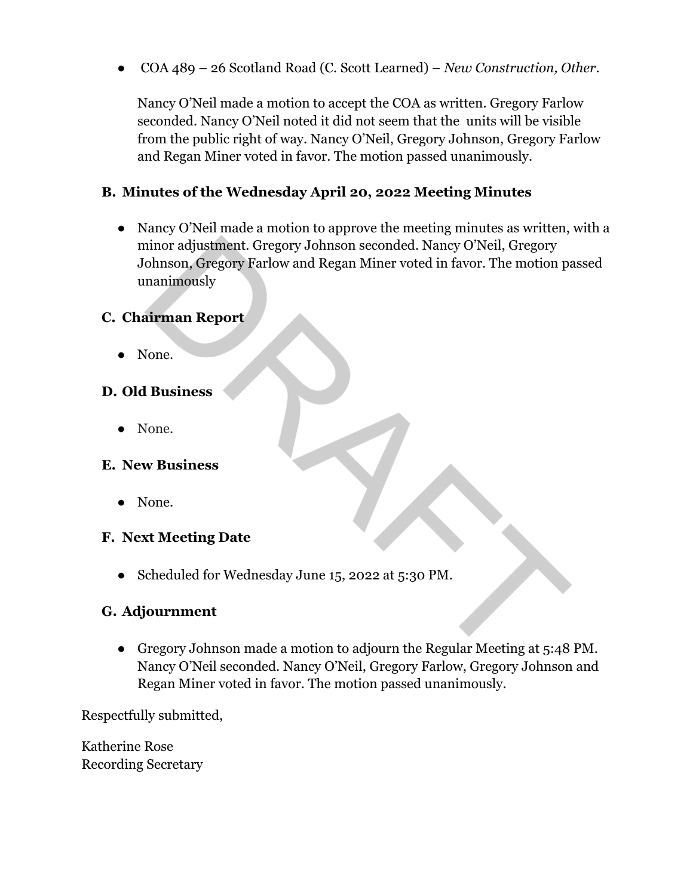- COA 489 – 26 Scotland Road (C. Scott Learned) – *New Construction, Other.*

  Nancy O'Neil made a motion to accept the COA as written. Gregory Farlow seconded. Nancy O'Neil noted it did not seem that the units will be visible from the public right of way. Nancy O'Neil, Gregory Johnson, Gregory Farlow and Regan Miner voted in favor. The motion passed unanimously.

## B. Minutes of the Wednesday April 20, 2022 Meeting Minutes

- Nancy O'Neil made a motion to approve the meeting minutes as written, with a minor adjustment. Gregory Johnson seconded. Nancy O'Neil, Gregory Johnson, Gregory Farlow and Regan Miner voted in favor. The motion passed unanimously

## C. Chairman Report

- None.

## D. Old Business

- None.

## E. New Business

- None.

## F. Next Meeting Date

- Scheduled for Wednesday June 15, 2022 at 5:30 PM.

## G. Adjournment

- Gregory Johnson made a motion to adjourn the Regular Meeting at 5:48 PM. Nancy O'Neil seconded. Nancy O'Neil, Gregory Farlow, Gregory Johnson and Regan Miner voted in favor. The motion passed unanimously.

Respectfully submitted,

Katherine Rose
Recording Secretary